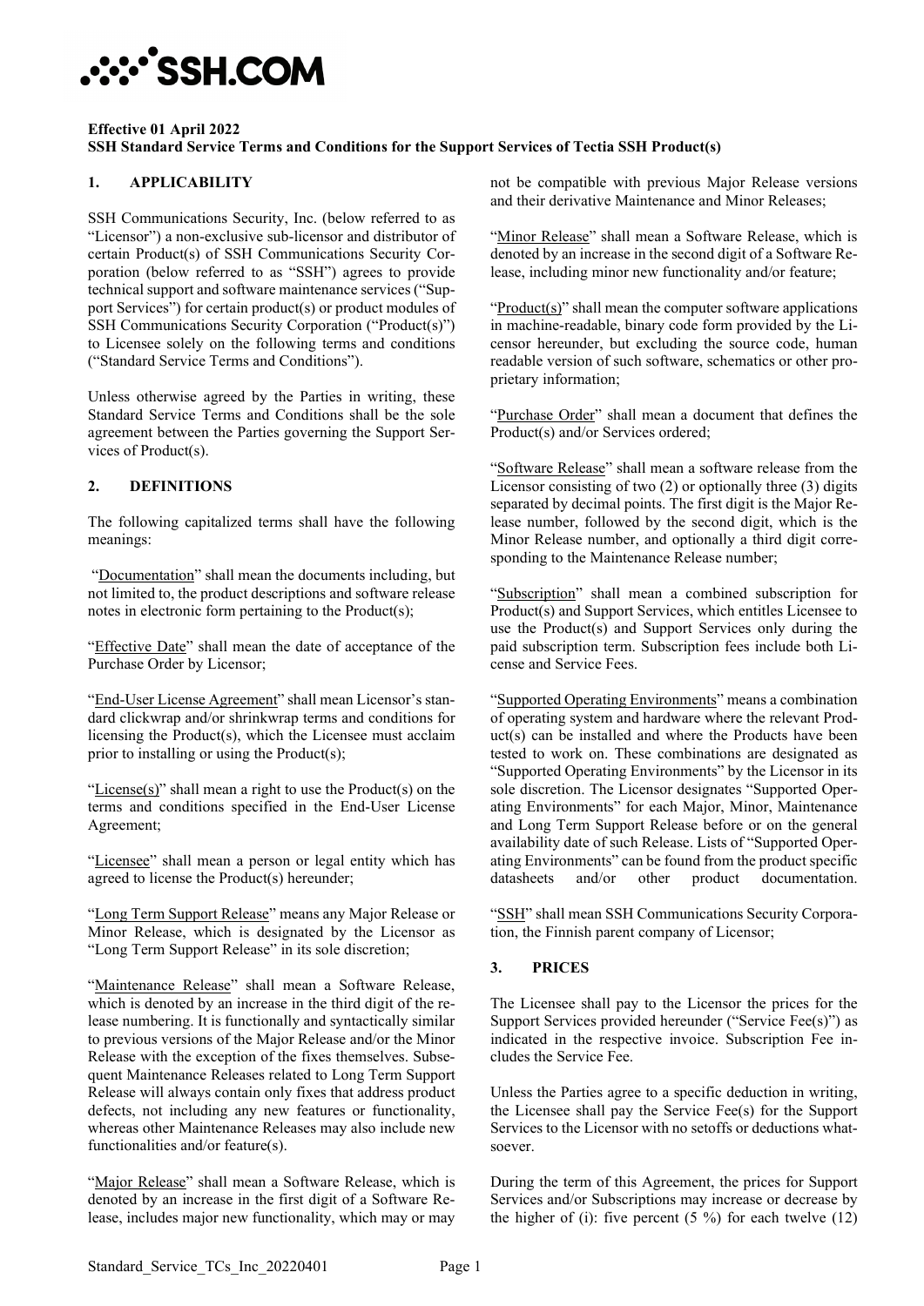**Effective 01 April 2022**
**SSH Standard Service Terms and Conditions for the Support Services of Tectia SSH Product(s)**

## 1. APPLICABILITY

SSH Communications Security, Inc. (below referred to as "Licensor") a non-exclusive sub-licensor and distributor of certain Product(s) of SSH Communications Security Corporation (below referred to as "SSH") agrees to provide technical support and software maintenance services ("Support Services") for certain product(s) or product modules of SSH Communications Security Corporation ("Product(s)") to Licensee solely on the following terms and conditions ("Standard Service Terms and Conditions").

Unless otherwise agreed by the Parties in writing, these Standard Service Terms and Conditions shall be the sole agreement between the Parties governing the Support Services of Product(s).

## 2. DEFINITIONS

The following capitalized terms shall have the following meanings:

"Documentation" shall mean the documents including, but not limited to, the product descriptions and software release notes in electronic form pertaining to the Product(s);

"Effective Date" shall mean the date of acceptance of the Purchase Order by Licensor;

"End-User License Agreement" shall mean Licensor's standard clickwrap and/or shrinkwrap terms and conditions for licensing the Product(s), which the Licensee must acclaim prior to installing or using the Product(s);

"License(s)" shall mean a right to use the Product(s) on the terms and conditions specified in the End-User License Agreement;

"Licensee" shall mean a person or legal entity which has agreed to license the Product(s) hereunder;

"Long Term Support Release" means any Major Release or Minor Release, which is designated by the Licensor as "Long Term Support Release" in its sole discretion;

"Maintenance Release" shall mean a Software Release, which is denoted by an increase in the third digit of the release numbering. It is functionally and syntactically similar to previous versions of the Major Release and/or the Minor Release with the exception of the fixes themselves. Subsequent Maintenance Releases related to Long Term Support Release will always contain only fixes that address product defects, not including any new features or functionality, whereas other Maintenance Releases may also include new functionalities and/or feature(s).

"Major Release" shall mean a Software Release, which is denoted by an increase in the first digit of a Software Release, includes major new functionality, which may or may not be compatible with previous Major Release versions and their derivative Maintenance and Minor Releases;

"Minor Release" shall mean a Software Release, which is denoted by an increase in the second digit of a Software Release, including minor new functionality and/or feature;

"Product(s)" shall mean the computer software applications in machine-readable, binary code form provided by the Licensor hereunder, but excluding the source code, human readable version of such software, schematics or other proprietary information;

"Purchase Order" shall mean a document that defines the Product(s) and/or Services ordered;

"Software Release" shall mean a software release from the Licensor consisting of two (2) or optionally three (3) digits separated by decimal points. The first digit is the Major Release number, followed by the second digit, which is the Minor Release number, and optionally a third digit corresponding to the Maintenance Release number;

"Subscription" shall mean a combined subscription for Product(s) and Support Services, which entitles Licensee to use the Product(s) and Support Services only during the paid subscription term. Subscription fees include both License and Service Fees.

"Supported Operating Environments" means a combination of operating system and hardware where the relevant Product(s) can be installed and where the Products have been tested to work on. These combinations are designated as "Supported Operating Environments" by the Licensor in its sole discretion. The Licensor designates "Supported Operating Environments" for each Major, Minor, Maintenance and Long Term Support Release before or on the general availability date of such Release. Lists of "Supported Operating Environments" can be found from the product specific datasheets and/or other product documentation.

"SSH" shall mean SSH Communications Security Corporation, the Finnish parent company of Licensor;

## 3. PRICES

The Licensee shall pay to the Licensor the prices for the Support Services provided hereunder ("Service Fee(s)") as indicated in the respective invoice. Subscription Fee includes the Service Fee.

Unless the Parties agree to a specific deduction in writing, the Licensee shall pay the Service Fee(s) for the Support Services to the Licensor with no setoffs or deductions whatsoever.

During the term of this Agreement, the prices for Support Services and/or Subscriptions may increase or decrease by the higher of (i): five percent (5 %) for each twelve (12)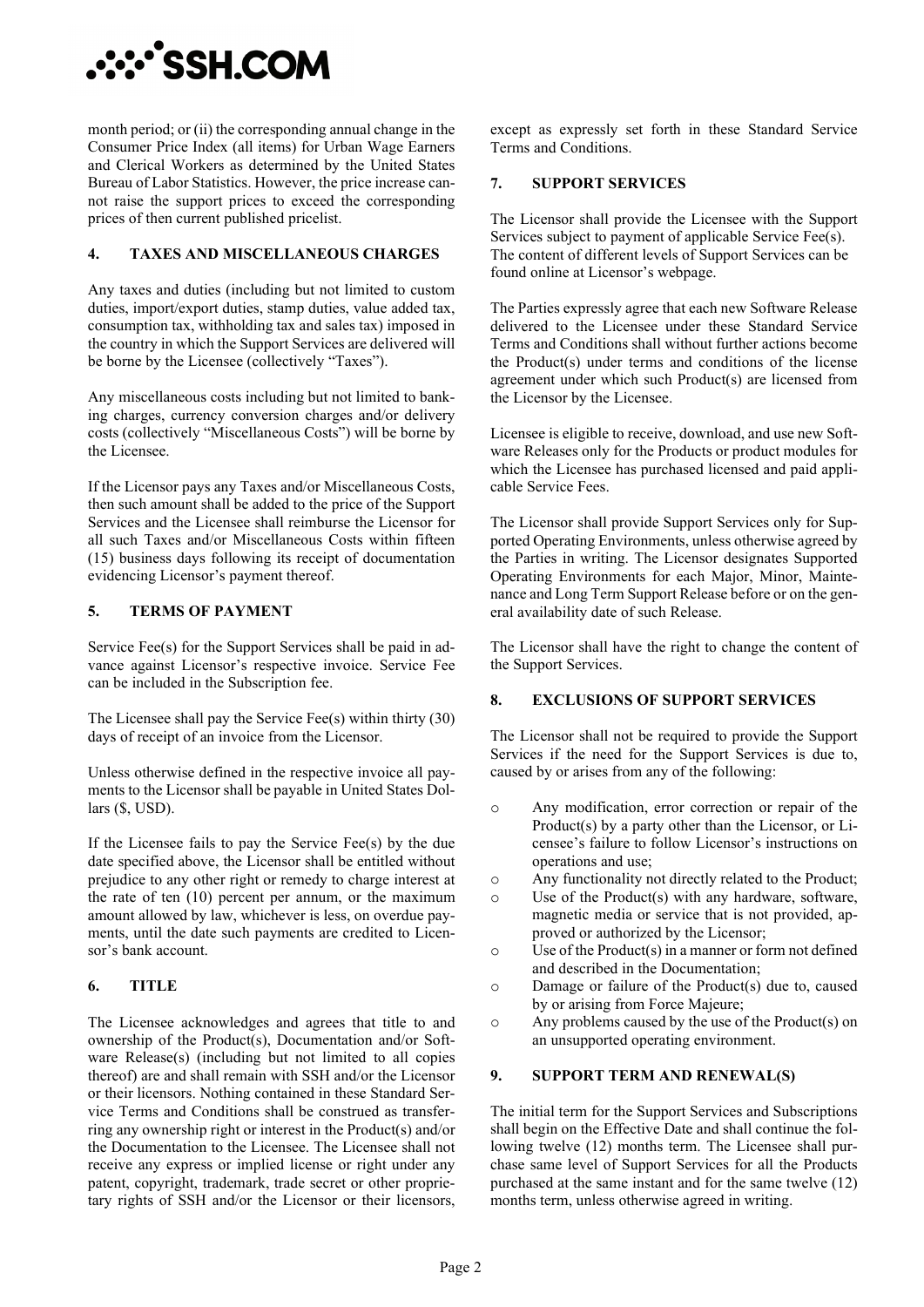month period; or (ii) the corresponding annual change in the Consumer Price Index (all items) for Urban Wage Earners and Clerical Workers as determined by the United States Bureau of Labor Statistics. However, the price increase cannot raise the support prices to exceed the corresponding prices of then current published pricelist.

## 4. TAXES AND MISCELLANEOUS CHARGES

Any taxes and duties (including but not limited to custom duties, import/export duties, stamp duties, value added tax, consumption tax, withholding tax and sales tax) imposed in the country in which the Support Services are delivered will be borne by the Licensee (collectively "Taxes").

Any miscellaneous costs including but not limited to banking charges, currency conversion charges and/or delivery costs (collectively "Miscellaneous Costs") will be borne by the Licensee.

If the Licensor pays any Taxes and/or Miscellaneous Costs, then such amount shall be added to the price of the Support Services and the Licensee shall reimburse the Licensor for all such Taxes and/or Miscellaneous Costs within fifteen (15) business days following its receipt of documentation evidencing Licensor's payment thereof.

## 5. TERMS OF PAYMENT

Service Fee(s) for the Support Services shall be paid in advance against Licensor's respective invoice. Service Fee can be included in the Subscription fee.

The Licensee shall pay the Service Fee(s) within thirty (30) days of receipt of an invoice from the Licensor.

Unless otherwise defined in the respective invoice all payments to the Licensor shall be payable in United States Dollars ($, USD).

If the Licensee fails to pay the Service Fee(s) by the due date specified above, the Licensor shall be entitled without prejudice to any other right or remedy to charge interest at the rate of ten (10) percent per annum, or the maximum amount allowed by law, whichever is less, on overdue payments, until the date such payments are credited to Licensor's bank account.

## 6. TITLE

The Licensee acknowledges and agrees that title to and ownership of the Product(s), Documentation and/or Software Release(s) (including but not limited to all copies thereof) are and shall remain with SSH and/or the Licensor or their licensors. Nothing contained in these Standard Service Terms and Conditions shall be construed as transferring any ownership right or interest in the Product(s) and/or the Documentation to the Licensee. The Licensee shall not receive any express or implied license or right under any patent, copyright, trademark, trade secret or other proprietary rights of SSH and/or the Licensor or their licensors, except as expressly set forth in these Standard Service Terms and Conditions.

## 7. SUPPORT SERVICES

The Licensor shall provide the Licensee with the Support Services subject to payment of applicable Service Fee(s). The content of different levels of Support Services can be found online at Licensor's webpage.

The Parties expressly agree that each new Software Release delivered to the Licensee under these Standard Service Terms and Conditions shall without further actions become the Product(s) under terms and conditions of the license agreement under which such Product(s) are licensed from the Licensor by the Licensee.

Licensee is eligible to receive, download, and use new Software Releases only for the Products or product modules for which the Licensee has purchased licensed and paid applicable Service Fees.

The Licensor shall provide Support Services only for Supported Operating Environments, unless otherwise agreed by the Parties in writing. The Licensor designates Supported Operating Environments for each Major, Minor, Maintenance and Long Term Support Release before or on the general availability date of such Release.

The Licensor shall have the right to change the content of the Support Services.

## 8. EXCLUSIONS OF SUPPORT SERVICES

The Licensor shall not be required to provide the Support Services if the need for the Support Services is due to, caused by or arises from any of the following:

- Any modification, error correction or repair of the Product(s) by a party other than the Licensor, or Licensee's failure to follow Licensor's instructions on operations and use;
- Any functionality not directly related to the Product;
- Use of the Product(s) with any hardware, software, magnetic media or service that is not provided, approved or authorized by the Licensor;
- Use of the Product(s) in a manner or form not defined and described in the Documentation;
- Damage or failure of the Product(s) due to, caused by or arising from Force Majeure;
- Any problems caused by the use of the Product(s) on an unsupported operating environment.

## 9. SUPPORT TERM AND RENEWAL(S)

The initial term for the Support Services and Subscriptions shall begin on the Effective Date and shall continue the following twelve (12) months term. The Licensee shall purchase same level of Support Services for all the Products purchased at the same instant and for the same twelve (12) months term, unless otherwise agreed in writing.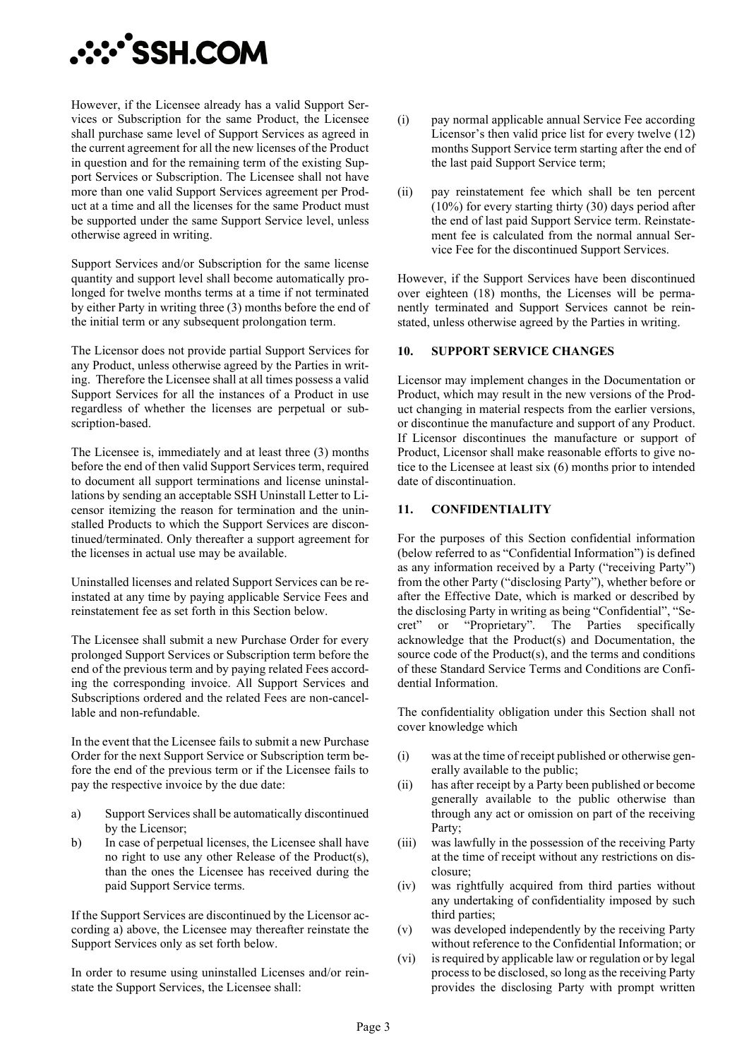However, if the Licensee already has a valid Support Services or Subscription for the same Product, the Licensee shall purchase same level of Support Services as agreed in the current agreement for all the new licenses of the Product in question and for the remaining term of the existing Support Services or Subscription. The Licensee shall not have more than one valid Support Services agreement per Product at a time and all the licenses for the same Product must be supported under the same Support Service level, unless otherwise agreed in writing.

Support Services and/or Subscription for the same license quantity and support level shall become automatically prolonged for twelve months terms at a time if not terminated by either Party in writing three (3) months before the end of the initial term or any subsequent prolongation term.

The Licensor does not provide partial Support Services for any Product, unless otherwise agreed by the Parties in writing. Therefore the Licensee shall at all times possess a valid Support Services for all the instances of a Product in use regardless of whether the licenses are perpetual or subscription-based.

The Licensee is, immediately and at least three (3) months before the end of then valid Support Services term, required to document all support terminations and license uninstallations by sending an acceptable SSH Uninstall Letter to Licensor itemizing the reason for termination and the uninstalled Products to which the Support Services are discontinued/terminated. Only thereafter a support agreement for the licenses in actual use may be available.

Uninstalled licenses and related Support Services can be reinstated at any time by paying applicable Service Fees and reinstatement fee as set forth in this Section below.

The Licensee shall submit a new Purchase Order for every prolonged Support Services or Subscription term before the end of the previous term and by paying related Fees according the corresponding invoice. All Support Services and Subscriptions ordered and the related Fees are non-cancellable and non-refundable.

In the event that the Licensee fails to submit a new Purchase Order for the next Support Service or Subscription term before the end of the previous term or if the Licensee fails to pay the respective invoice by the due date:

a) Support Services shall be automatically discontinued by the Licensor;
b) In case of perpetual licenses, the Licensee shall have no right to use any other Release of the Product(s), than the ones the Licensee has received during the paid Support Service terms.

If the Support Services are discontinued by the Licensor according a) above, the Licensee may thereafter reinstate the Support Services only as set forth below.

In order to resume using uninstalled Licenses and/or reinstate the Support Services, the Licensee shall:

(i) pay normal applicable annual Service Fee according Licensor's then valid price list for every twelve (12) months Support Service term starting after the end of the last paid Support Service term;

(ii) pay reinstatement fee which shall be ten percent (10%) for every starting thirty (30) days period after the end of last paid Support Service term. Reinstatement fee is calculated from the normal annual Service Fee for the discontinued Support Services.

However, if the Support Services have been discontinued over eighteen (18) months, the Licenses will be permanently terminated and Support Services cannot be reinstated, unless otherwise agreed by the Parties in writing.

## 10. SUPPORT SERVICE CHANGES

Licensor may implement changes in the Documentation or Product, which may result in the new versions of the Product changing in material respects from the earlier versions, or discontinue the manufacture and support of any Product. If Licensor discontinues the manufacture or support of Product, Licensor shall make reasonable efforts to give notice to the Licensee at least six (6) months prior to intended date of discontinuation.

## 11. CONFIDENTIALITY

For the purposes of this Section confidential information (below referred to as "Confidential Information") is defined as any information received by a Party ("receiving Party") from the other Party ("disclosing Party"), whether before or after the Effective Date, which is marked or described by the disclosing Party in writing as being "Confidential", "Secret" or "Proprietary". The Parties specifically acknowledge that the Product(s) and Documentation, the source code of the Product(s), and the terms and conditions of these Standard Service Terms and Conditions are Confidential Information.

The confidentiality obligation under this Section shall not cover knowledge which

(i) was at the time of receipt published or otherwise generally available to the public;
(ii) has after receipt by a Party been published or become generally available to the public otherwise than through any act or omission on part of the receiving Party;
(iii) was lawfully in the possession of the receiving Party at the time of receipt without any restrictions on disclosure;
(iv) was rightfully acquired from third parties without any undertaking of confidentiality imposed by such third parties;
(v) was developed independently by the receiving Party without reference to the Confidential Information; or
(vi) is required by applicable law or regulation or by legal process to be disclosed, so long as the receiving Party provides the disclosing Party with prompt written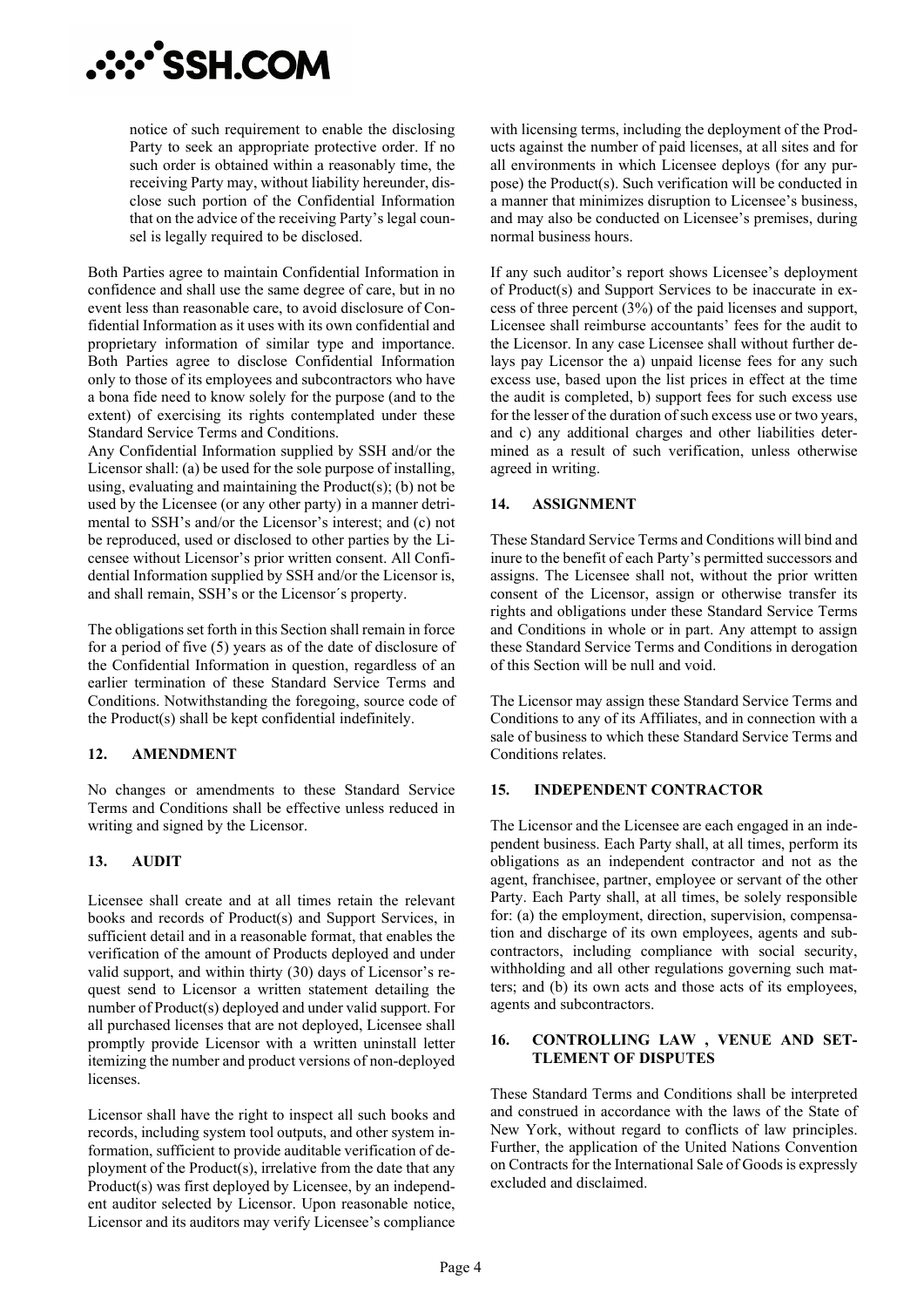notice of such requirement to enable the disclosing Party to seek an appropriate protective order. If no such order is obtained within a reasonably time, the receiving Party may, without liability hereunder, disclose such portion of the Confidential Information that on the advice of the receiving Party's legal counsel is legally required to be disclosed.

Both Parties agree to maintain Confidential Information in confidence and shall use the same degree of care, but in no event less than reasonable care, to avoid disclosure of Confidential Information as it uses with its own confidential and proprietary information of similar type and importance. Both Parties agree to disclose Confidential Information only to those of its employees and subcontractors who have a bona fide need to know solely for the purpose (and to the extent) of exercising its rights contemplated under these Standard Service Terms and Conditions.
Any Confidential Information supplied by SSH and/or the Licensor shall: (a) be used for the sole purpose of installing, using, evaluating and maintaining the Product(s); (b) not be used by the Licensee (or any other party) in a manner detrimental to SSH's and/or the Licensor's interest; and (c) not be reproduced, used or disclosed to other parties by the Licensee without Licensor's prior written consent. All Confidential Information supplied by SSH and/or the Licensor is, and shall remain, SSH's or the Licensor´s property.

The obligations set forth in this Section shall remain in force for a period of five (5) years as of the date of disclosure of the Confidential Information in question, regardless of an earlier termination of these Standard Service Terms and Conditions. Notwithstanding the foregoing, source code of the Product(s) shall be kept confidential indefinitely.

## 12. AMENDMENT

No changes or amendments to these Standard Service Terms and Conditions shall be effective unless reduced in writing and signed by the Licensor.

## 13. AUDIT

Licensee shall create and at all times retain the relevant books and records of Product(s) and Support Services, in sufficient detail and in a reasonable format, that enables the verification of the amount of Products deployed and under valid support, and within thirty (30) days of Licensor's request send to Licensor a written statement detailing the number of Product(s) deployed and under valid support. For all purchased licenses that are not deployed, Licensee shall promptly provide Licensor with a written uninstall letter itemizing the number and product versions of non-deployed licenses.

Licensor shall have the right to inspect all such books and records, including system tool outputs, and other system information, sufficient to provide auditable verification of deployment of the Product(s), irrelative from the date that any Product(s) was first deployed by Licensee, by an independent auditor selected by Licensor. Upon reasonable notice, Licensor and its auditors may verify Licensee's compliance with licensing terms, including the deployment of the Products against the number of paid licenses, at all sites and for all environments in which Licensee deploys (for any purpose) the Product(s). Such verification will be conducted in a manner that minimizes disruption to Licensee's business, and may also be conducted on Licensee's premises, during normal business hours.

If any such auditor's report shows Licensee's deployment of Product(s) and Support Services to be inaccurate in excess of three percent (3%) of the paid licenses and support, Licensee shall reimburse accountants' fees for the audit to the Licensor. In any case Licensee shall without further delays pay Licensor the a) unpaid license fees for any such excess use, based upon the list prices in effect at the time the audit is completed, b) support fees for such excess use for the lesser of the duration of such excess use or two years, and c) any additional charges and other liabilities determined as a result of such verification, unless otherwise agreed in writing.

## 14. ASSIGNMENT

These Standard Service Terms and Conditions will bind and inure to the benefit of each Party's permitted successors and assigns. The Licensee shall not, without the prior written consent of the Licensor, assign or otherwise transfer its rights and obligations under these Standard Service Terms and Conditions in whole or in part. Any attempt to assign these Standard Service Terms and Conditions in derogation of this Section will be null and void.

The Licensor may assign these Standard Service Terms and Conditions to any of its Affiliates, and in connection with a sale of business to which these Standard Service Terms and Conditions relates.

## 15. INDEPENDENT CONTRACTOR

The Licensor and the Licensee are each engaged in an independent business. Each Party shall, at all times, perform its obligations as an independent contractor and not as the agent, franchisee, partner, employee or servant of the other Party. Each Party shall, at all times, be solely responsible for: (a) the employment, direction, supervision, compensation and discharge of its own employees, agents and subcontractors, including compliance with social security, withholding and all other regulations governing such matters; and (b) its own acts and those acts of its employees, agents and subcontractors.

## 16. CONTROLLING LAW , VENUE AND SETTLEMENT OF DISPUTES

These Standard Terms and Conditions shall be interpreted and construed in accordance with the laws of the State of New York, without regard to conflicts of law principles. Further, the application of the United Nations Convention on Contracts for the International Sale of Goods is expressly excluded and disclaimed.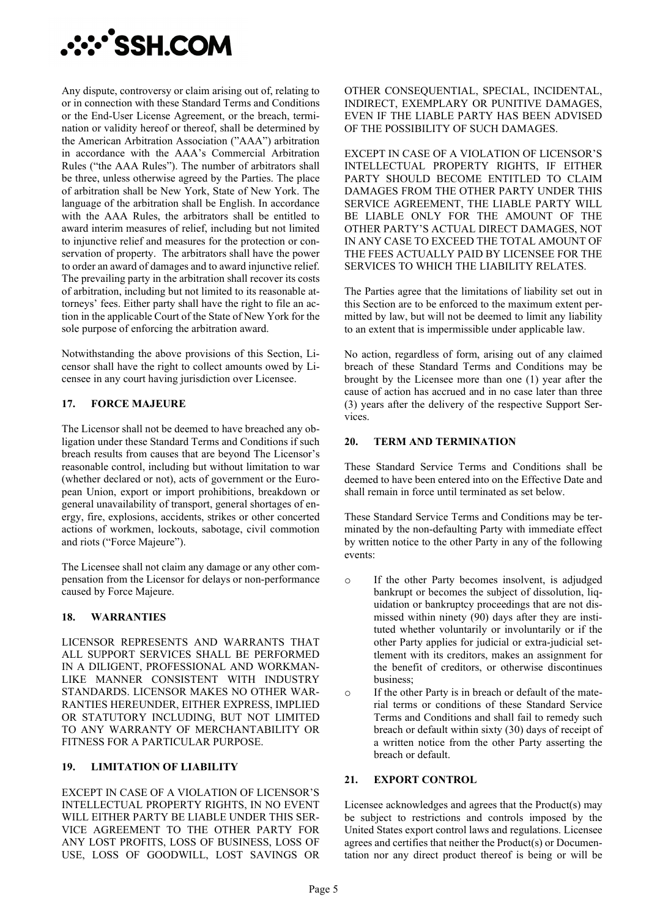Any dispute, controversy or claim arising out of, relating to or in connection with these Standard Terms and Conditions or the End-User License Agreement, or the breach, termination or validity hereof or thereof, shall be determined by the American Arbitration Association ("AAA") arbitration in accordance with the AAA's Commercial Arbitration Rules ("the AAA Rules"). The number of arbitrators shall be three, unless otherwise agreed by the Parties. The place of arbitration shall be New York, State of New York. The language of the arbitration shall be English. In accordance with the AAA Rules, the arbitrators shall be entitled to award interim measures of relief, including but not limited to injunctive relief and measures for the protection or conservation of property. The arbitrators shall have the power to order an award of damages and to award injunctive relief. The prevailing party in the arbitration shall recover its costs of arbitration, including but not limited to its reasonable attorneys' fees. Either party shall have the right to file an action in the applicable Court of the State of New York for the sole purpose of enforcing the arbitration award.

Notwithstanding the above provisions of this Section, Licensor shall have the right to collect amounts owed by Licensee in any court having jurisdiction over Licensee.

## 17. FORCE MAJEURE

The Licensor shall not be deemed to have breached any obligation under these Standard Terms and Conditions if such breach results from causes that are beyond The Licensor's reasonable control, including but without limitation to war (whether declared or not), acts of government or the European Union, export or import prohibitions, breakdown or general unavailability of transport, general shortages of energy, fire, explosions, accidents, strikes or other concerted actions of workmen, lockouts, sabotage, civil commotion and riots ("Force Majeure").

The Licensee shall not claim any damage or any other compensation from the Licensor for delays or non-performance caused by Force Majeure.

## 18. WARRANTIES

LICENSOR REPRESENTS AND WARRANTS THAT ALL SUPPORT SERVICES SHALL BE PERFORMED IN A DILIGENT, PROFESSIONAL AND WORKMANLIKE MANNER CONSISTENT WITH INDUSTRY STANDARDS. LICENSOR MAKES NO OTHER WARRANTIES HEREUNDER, EITHER EXPRESS, IMPLIED OR STATUTORY INCLUDING, BUT NOT LIMITED TO ANY WARRANTY OF MERCHANTABILITY OR FITNESS FOR A PARTICULAR PURPOSE.

## 19. LIMITATION OF LIABILITY

EXCEPT IN CASE OF A VIOLATION OF LICENSOR'S INTELLECTUAL PROPERTY RIGHTS, IN NO EVENT WILL EITHER PARTY BE LIABLE UNDER THIS SERVICE AGREEMENT TO THE OTHER PARTY FOR ANY LOST PROFITS, LOSS OF BUSINESS, LOSS OF USE, LOSS OF GOODWILL, LOST SAVINGS OR OTHER CONSEQUENTIAL, SPECIAL, INCIDENTAL, INDIRECT, EXEMPLARY OR PUNITIVE DAMAGES, EVEN IF THE LIABLE PARTY HAS BEEN ADVISED OF THE POSSIBILITY OF SUCH DAMAGES.

EXCEPT IN CASE OF A VIOLATION OF LICENSOR'S INTELLECTUAL PROPERTY RIGHTS, IF EITHER PARTY SHOULD BECOME ENTITLED TO CLAIM DAMAGES FROM THE OTHER PARTY UNDER THIS SERVICE AGREEMENT, THE LIABLE PARTY WILL BE LIABLE ONLY FOR THE AMOUNT OF THE OTHER PARTY'S ACTUAL DIRECT DAMAGES, NOT IN ANY CASE TO EXCEED THE TOTAL AMOUNT OF THE FEES ACTUALLY PAID BY LICENSEE FOR THE SERVICES TO WHICH THE LIABILITY RELATES.

The Parties agree that the limitations of liability set out in this Section are to be enforced to the maximum extent permitted by law, but will not be deemed to limit any liability to an extent that is impermissible under applicable law.

No action, regardless of form, arising out of any claimed breach of these Standard Terms and Conditions may be brought by the Licensee more than one (1) year after the cause of action has accrued and in no case later than three (3) years after the delivery of the respective Support Services.

## 20. TERM AND TERMINATION

These Standard Service Terms and Conditions shall be deemed to have been entered into on the Effective Date and shall remain in force until terminated as set below.

These Standard Service Terms and Conditions may be terminated by the non-defaulting Party with immediate effect by written notice to the other Party in any of the following events:

- If the other Party becomes insolvent, is adjudged bankrupt or becomes the subject of dissolution, liquidation or bankruptcy proceedings that are not dismissed within ninety (90) days after they are instituted whether voluntarily or involuntarily or if the other Party applies for judicial or extra-judicial settlement with its creditors, makes an assignment for the benefit of creditors, or otherwise discontinues business;
- If the other Party is in breach or default of the material terms or conditions of these Standard Service Terms and Conditions and shall fail to remedy such breach or default within sixty (30) days of receipt of a written notice from the other Party asserting the breach or default.

## 21. EXPORT CONTROL

Licensee acknowledges and agrees that the Product(s) may be subject to restrictions and controls imposed by the United States export control laws and regulations. Licensee agrees and certifies that neither the Product(s) or Documentation nor any direct product thereof is being or will be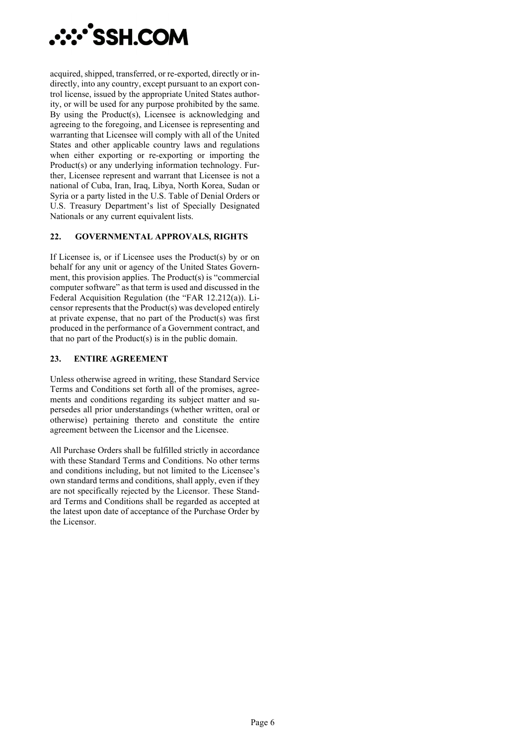acquired, shipped, transferred, or re-exported, directly or indirectly, into any country, except pursuant to an export control license, issued by the appropriate United States authority, or will be used for any purpose prohibited by the same. By using the Product(s), Licensee is acknowledging and agreeing to the foregoing, and Licensee is representing and warranting that Licensee will comply with all of the United States and other applicable country laws and regulations when either exporting or re-exporting or importing the Product(s) or any underlying information technology. Further, Licensee represent and warrant that Licensee is not a national of Cuba, Iran, Iraq, Libya, North Korea, Sudan or Syria or a party listed in the U.S. Table of Denial Orders or U.S. Treasury Department's list of Specially Designated Nationals or any current equivalent lists.

## 22. GOVERNMENTAL APPROVALS, RIGHTS

If Licensee is, or if Licensee uses the Product(s) by or on behalf for any unit or agency of the United States Government, this provision applies. The Product(s) is "commercial computer software" as that term is used and discussed in the Federal Acquisition Regulation (the "FAR 12.212(a)). Licensor represents that the Product(s) was developed entirely at private expense, that no part of the Product(s) was first produced in the performance of a Government contract, and that no part of the Product(s) is in the public domain.

## 23. ENTIRE AGREEMENT

Unless otherwise agreed in writing, these Standard Service Terms and Conditions set forth all of the promises, agreements and conditions regarding its subject matter and supersedes all prior understandings (whether written, oral or otherwise) pertaining thereto and constitute the entire agreement between the Licensor and the Licensee.

All Purchase Orders shall be fulfilled strictly in accordance with these Standard Terms and Conditions. No other terms and conditions including, but not limited to the Licensee's own standard terms and conditions, shall apply, even if they are not specifically rejected by the Licensor. These Standard Terms and Conditions shall be regarded as accepted at the latest upon date of acceptance of the Purchase Order by the Licensor.